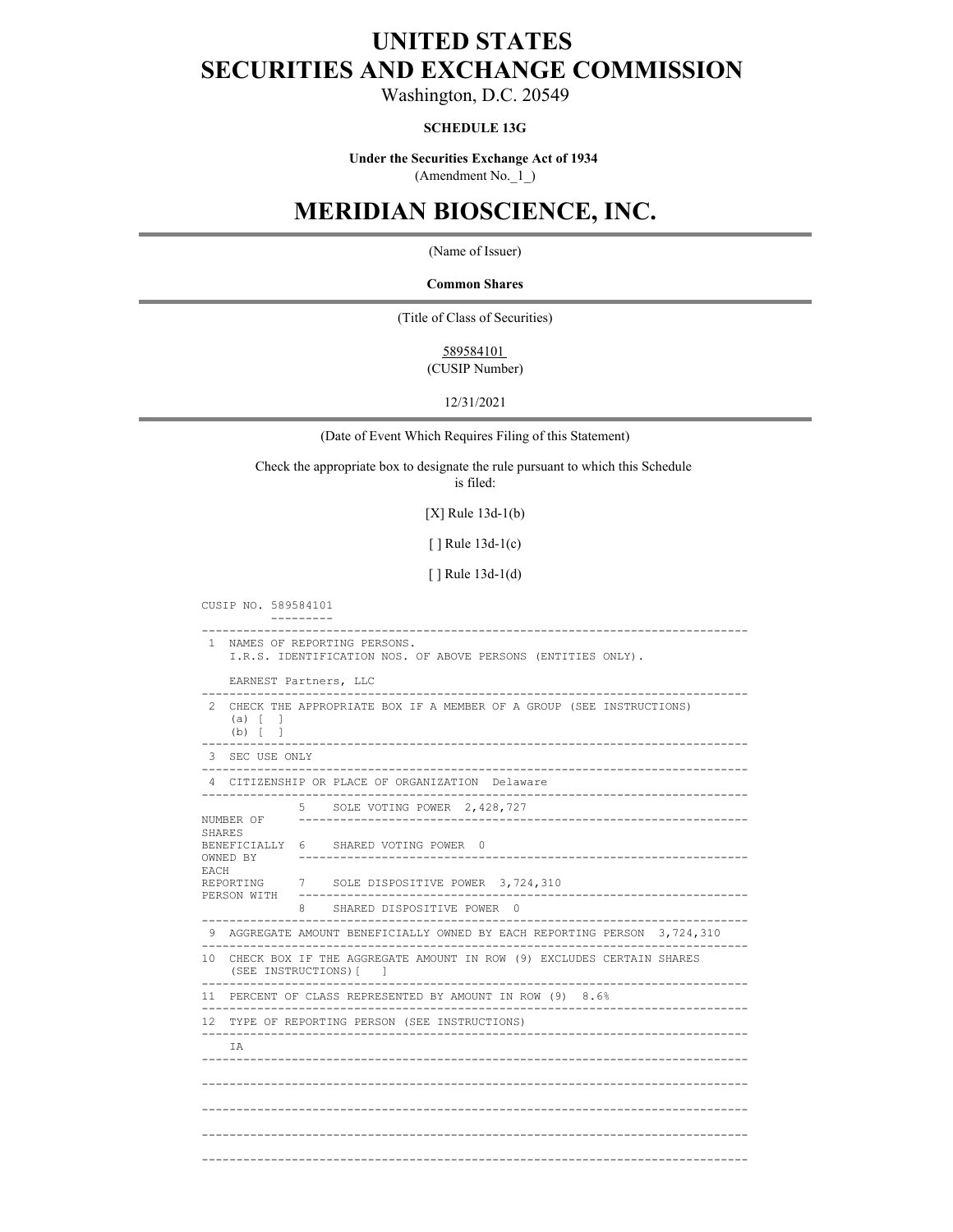# UNITED STATES SECURITIES AND EXCHANGE COMMISSION

Washington, D.C. 20549

**SCHEDULE 13G**

**Under the Securities Exchange Act of 1934**

(Amendment No._1_)

# MERIDIAN BIOSCIENCE, INC.

(Name of Issuer)

**Common Shares**

(Title of Class of Securities)

589584101

(CUSIP Number)

12/31/2021

(Date of Event Which Requires Filing of this Statement)

Check the appropriate box to designate the rule pursuant to which this Schedule is filed:

[X] Rule 13d-1(b)

[ ] Rule 13d-1(c)

[ ] Rule 13d-1(d)

CUSIP NO. 589584101

| | |
|---|---|
| 1 | NAMES OF REPORTING PERSONS. I.R.S. IDENTIFICATION NOS. OF ABOVE PERSONS (ENTITIES ONLY). EARNEST Partners, LLC |
| 2 | CHECK THE APPROPRIATE BOX IF A MEMBER OF A GROUP (SEE INSTRUCTIONS) (a) [ ] (b) [ ] |
| 3 | SEC USE ONLY |
| 4 | CITIZENSHIP OR PLACE OF ORGANIZATION Delaware |

| NUMBER OF SHARES BENEFICIALLY OWNED BY EACH REPORTING PERSON WITH | | |
|---|---|---|
| | 5 | SOLE VOTING POWER 2,428,727 |
| | 6 | SHARED VOTING POWER 0 |
| | 7 | SOLE DISPOSITIVE POWER 3,724,310 |
| | 8 | SHARED DISPOSITIVE POWER 0 |

| | |
|---|---|
| 9 | AGGREGATE AMOUNT BENEFICIALLY OWNED BY EACH REPORTING PERSON 3,724,310 |
| 10 | CHECK BOX IF THE AGGREGATE AMOUNT IN ROW (9) EXCLUDES CERTAIN SHARES (SEE INSTRUCTIONS)[ ] |
| 11 | PERCENT OF CLASS REPRESENTED BY AMOUNT IN ROW (9) 8.6% |
| 12 | TYPE OF REPORTING PERSON (SEE INSTRUCTIONS) IA |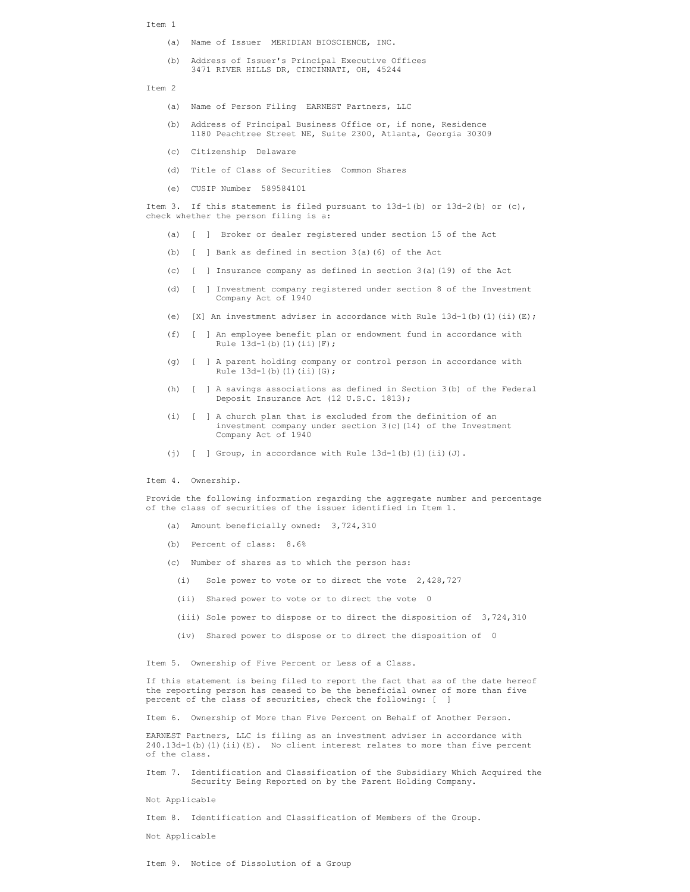Item 1

(a) Name of Issuer MERIDIAN BIOSCIENCE, INC.

(b) Address of Issuer's Principal Executive Offices
3471 RIVER HILLS DR, CINCINNATI, OH, 45244

Item 2

(a) Name of Person Filing EARNEST Partners, LLC

(b) Address of Principal Business Office or, if none, Residence
1180 Peachtree Street NE, Suite 2300, Atlanta, Georgia 30309

(c) Citizenship Delaware

(d) Title of Class of Securities Common Shares

(e) CUSIP Number 589584101

Item 3. If this statement is filed pursuant to 13d-1(b) or 13d-2(b) or (c), check whether the person filing is a:

(a) [ ] Broker or dealer registered under section 15 of the Act

(b) [ ] Bank as defined in section 3(a)(6) of the Act

(c) [ ] Insurance company as defined in section 3(a)(19) of the Act

(d) [ ] Investment company registered under section 8 of the Investment Company Act of 1940

(e) [X] An investment adviser in accordance with Rule 13d-1(b)(1)(ii)(E);

(f) [ ] An employee benefit plan or endowment fund in accordance with Rule 13d-1(b)(1)(ii)(F);

(g) [ ] A parent holding company or control person in accordance with Rule 13d-1(b)(1)(ii)(G);

(h) [ ] A savings associations as defined in Section 3(b) of the Federal Deposit Insurance Act (12 U.S.C. 1813);

(i) [ ] A church plan that is excluded from the definition of an investment company under section 3(c)(14) of the Investment Company Act of 1940

(j) [ ] Group, in accordance with Rule 13d-1(b)(1)(ii)(J).

Item 4. Ownership.

Provide the following information regarding the aggregate number and percentage of the class of securities of the issuer identified in Item 1.

(a) Amount beneficially owned: 3,724,310

(b) Percent of class: 8.6%

(c) Number of shares as to which the person has:

(i) Sole power to vote or to direct the vote 2,428,727

(ii) Shared power to vote or to direct the vote 0

(iii) Sole power to dispose or to direct the disposition of 3,724,310

(iv) Shared power to dispose or to direct the disposition of 0

Item 5. Ownership of Five Percent or Less of a Class.

If this statement is being filed to report the fact that as of the date hereof the reporting person has ceased to be the beneficial owner of more than five percent of the class of securities, check the following: [ ]

Item 6. Ownership of More than Five Percent on Behalf of Another Person.

EARNEST Partners, LLC is filing as an investment adviser in accordance with 240.13d-1(b)(1)(ii)(E). No client interest relates to more than five percent of the class.

Item 7. Identification and Classification of the Subsidiary Which Acquired the Security Being Reported on by the Parent Holding Company.

Not Applicable

Item 8. Identification and Classification of Members of the Group.

Not Applicable

Item 9. Notice of Dissolution of a Group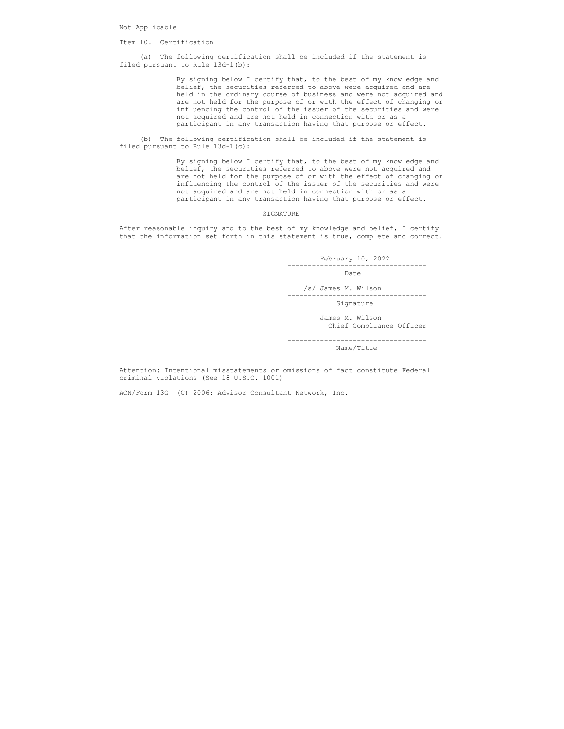Not Applicable

Item 10. Certification

(a) The following certification shall be included if the statement is filed pursuant to Rule 13d-1(b):

> By signing below I certify that, to the best of my knowledge and belief, the securities referred to above were acquired and are held in the ordinary course of business and were not acquired and are not held for the purpose of or with the effect of changing or influencing the control of the issuer of the securities and were not acquired and are not held in connection with or as a participant in any transaction having that purpose or effect.

(b) The following certification shall be included if the statement is filed pursuant to Rule 13d-1(c):

> By signing below I certify that, to the best of my knowledge and belief, the securities referred to above were not acquired and are not held for the purpose of or with the effect of changing or influencing the control of the issuer of the securities and were not acquired and are not held in connection with or as a participant in any transaction having that purpose or effect.

SIGNATURE

After reasonable inquiry and to the best of my knowledge and belief, I certify that the information set forth in this statement is true, complete and correct.

February 10, 2022

---

Date

/s/ James M. Wilson

---

Signature

James M. Wilson
Chief Compliance Officer

---

Name/Title

Attention: Intentional misstatements or omissions of fact constitute Federal criminal violations (See 18 U.S.C. 1001)

ACN/Form 13G (C) 2006: Advisor Consultant Network, Inc.